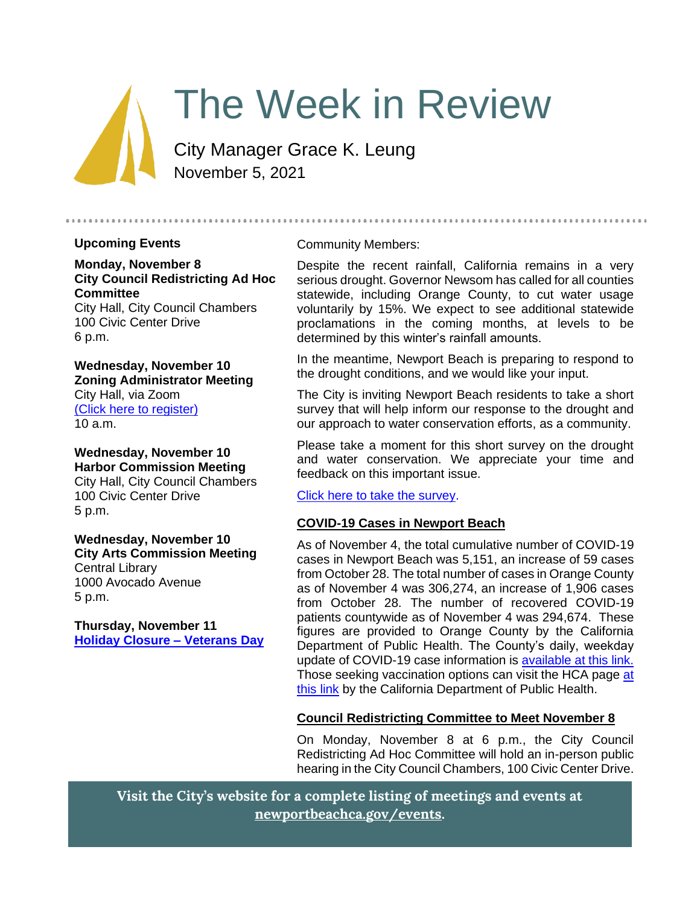# The Week in Review

City Manager Grace K. Leung
November 5, 2021

## Upcoming Events

**Monday, November 8**
**City Council Redistricting Ad Hoc Committee**
City Hall, City Council Chambers
100 Civic Center Drive
6 p.m.

**Wednesday, November 10**
**Zoning Administrator Meeting**
City Hall, via Zoom
(Click here to register)
10 a.m.

**Wednesday, November 10**
**Harbor Commission Meeting**
City Hall, City Council Chambers
100 Civic Center Drive
5 p.m.

**Wednesday, November 10**
**City Arts Commission Meeting**
Central Library
1000 Avocado Avenue
5 p.m.

**Thursday, November 11**
**Holiday Closure – Veterans Day**

Community Members:

Despite the recent rainfall, California remains in a very serious drought. Governor Newsom has called for all counties statewide, including Orange County, to cut water usage voluntarily by 15%. We expect to see additional statewide proclamations in the coming months, at levels to be determined by this winter's rainfall amounts.

In the meantime, Newport Beach is preparing to respond to the drought conditions, and we would like your input.

The City is inviting Newport Beach residents to take a short survey that will help inform our response to the drought and our approach to water conservation efforts, as a community.

Please take a moment for this short survey on the drought and water conservation. We appreciate your time and feedback on this important issue.

Click here to take the survey.

### COVID-19 Cases in Newport Beach

As of November 4, the total cumulative number of COVID-19 cases in Newport Beach was 5,151, an increase of 59 cases from October 28. The total number of cases in Orange County as of November 4 was 306,274, an increase of 1,906 cases from October 28. The number of recovered COVID-19 patients countywide as of November 4 was 294,674. These figures are provided to Orange County by the California Department of Public Health. The County's daily, weekday update of COVID-19 case information is available at this link. Those seeking vaccination options can visit the HCA page at this link by the California Department of Public Health.

### Council Redistricting Committee to Meet November 8

On Monday, November 8 at 6 p.m., the City Council Redistricting Ad Hoc Committee will hold an in-person public hearing in the City Council Chambers, 100 Civic Center Drive.

**Visit the City's website for a complete listing of meetings and events at newportbeachca.gov/events.**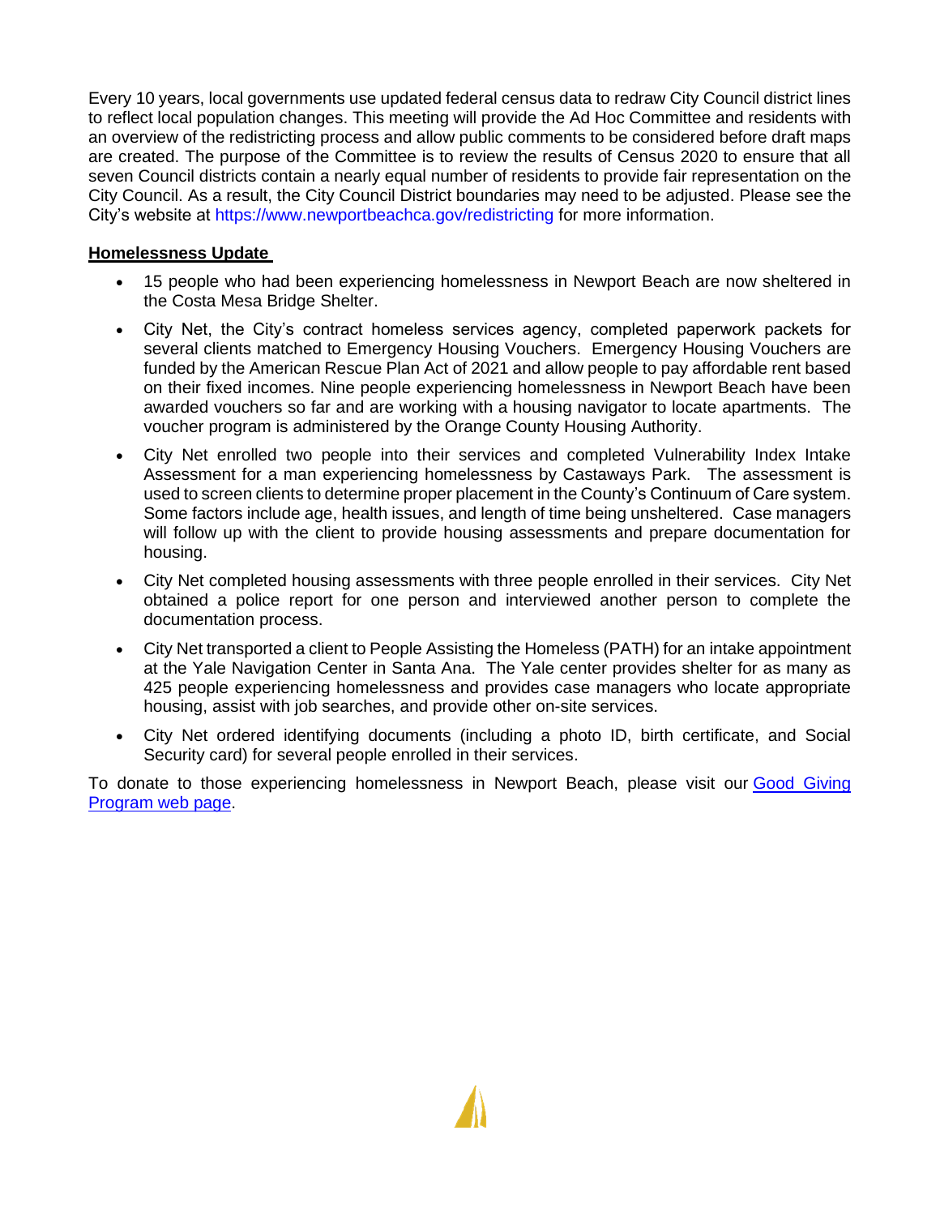Every 10 years, local governments use updated federal census data to redraw City Council district lines to reflect local population changes. This meeting will provide the Ad Hoc Committee and residents with an overview of the redistricting process and allow public comments to be considered before draft maps are created. The purpose of the Committee is to review the results of Census 2020 to ensure that all seven Council districts contain a nearly equal number of residents to provide fair representation on the City Council. As a result, the City Council District boundaries may need to be adjusted. Please see the City's website at https://www.newportbeachca.gov/redistricting for more information.

**Homelessness Update**

- 15 people who had been experiencing homelessness in Newport Beach are now sheltered in the Costa Mesa Bridge Shelter.
- City Net, the City's contract homeless services agency, completed paperwork packets for several clients matched to Emergency Housing Vouchers. Emergency Housing Vouchers are funded by the American Rescue Plan Act of 2021 and allow people to pay affordable rent based on their fixed incomes. Nine people experiencing homelessness in Newport Beach have been awarded vouchers so far and are working with a housing navigator to locate apartments. The voucher program is administered by the Orange County Housing Authority.
- City Net enrolled two people into their services and completed Vulnerability Index Intake Assessment for a man experiencing homelessness by Castaways Park. The assessment is used to screen clients to determine proper placement in the County's Continuum of Care system. Some factors include age, health issues, and length of time being unsheltered. Case managers will follow up with the client to provide housing assessments and prepare documentation for housing.
- City Net completed housing assessments with three people enrolled in their services. City Net obtained a police report for one person and interviewed another person to complete the documentation process.
- City Net transported a client to People Assisting the Homeless (PATH) for an intake appointment at the Yale Navigation Center in Santa Ana. The Yale center provides shelter for as many as 425 people experiencing homelessness and provides case managers who locate appropriate housing, assist with job searches, and provide other on-site services.
- City Net ordered identifying documents (including a photo ID, birth certificate, and Social Security card) for several people enrolled in their services.

To donate to those experiencing homelessness in Newport Beach, please visit our Good Giving Program web page.